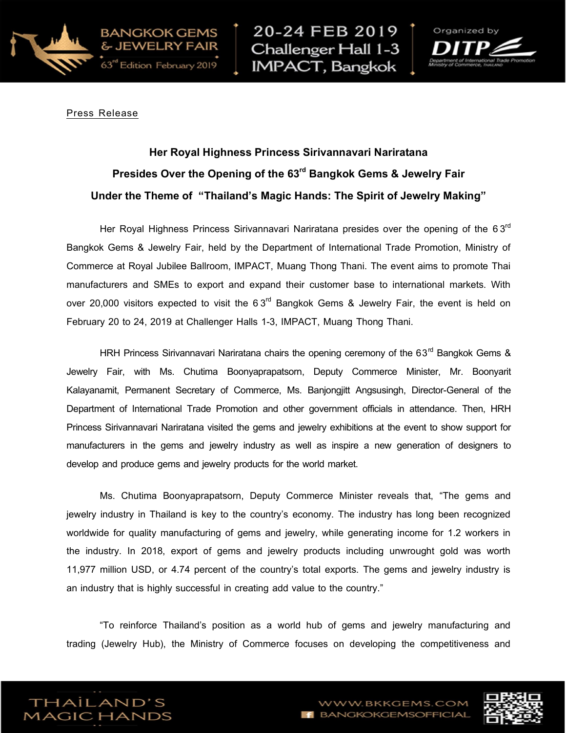Press Release

**Her Royal Highness Princess Sirivannavari Nariratana**

**Presides Over the Opening of the 63rd Bangkok Gems & Jewelry Fair**

**Under the Theme of "Thailand's Magic Hands: The Spirit of Jewelry Making"**

Her Royal Highness Princess Sirivannavari Nariratana presides over the opening of the 63rd Bangkok Gems & Jewelry Fair, held by the Department of International Trade Promotion, Ministry of Commerce at Royal Jubilee Ballroom, IMPACT, Muang Thong Thani. The event aims to promote Thai manufacturers and SMEs to export and expand their customer base to international markets. With over 20,000 visitors expected to visit the 63rd Bangkok Gems & Jewelry Fair, the event is held on February 20 to 24, 2019 at Challenger Halls 1-3, IMPACT, Muang Thong Thani.

HRH Princess Sirivannavari Nariratana chairs the opening ceremony of the 63rd Bangkok Gems & Jewelry Fair, with Ms. Chutima Boonyaprapatsorn, Deputy Commerce Minister, Mr. Boonyarit Kalayanamit, Permanent Secretary of Commerce, Ms. Banjongjitt Angsusingh, Director-General of the Department of International Trade Promotion and other government officials in attendance. Then, HRH Princess Sirivannavari Nariratana visited the gems and jewelry exhibitions at the event to show support for manufacturers in the gems and jewelry industry as well as inspire a new generation of designers to develop and produce gems and jewelry products for the world market.

Ms. Chutima Boonyaprapatsorn, Deputy Commerce Minister reveals that, "The gems and jewelry industry in Thailand is key to the country's economy. The industry has long been recognized worldwide for quality manufacturing of gems and jewelry, while generating income for 1.2 workers in the industry. In 2018, export of gems and jewelry products including unwrought gold was worth 11,977 million USD, or 4.74 percent of the country's total exports. The gems and jewelry industry is an industry that is highly successful in creating add value to the country."

"To reinforce Thailand's position as a world hub of gems and jewelry manufacturing and trading (Jewelry Hub), the Ministry of Commerce focuses on developing the competitiveness and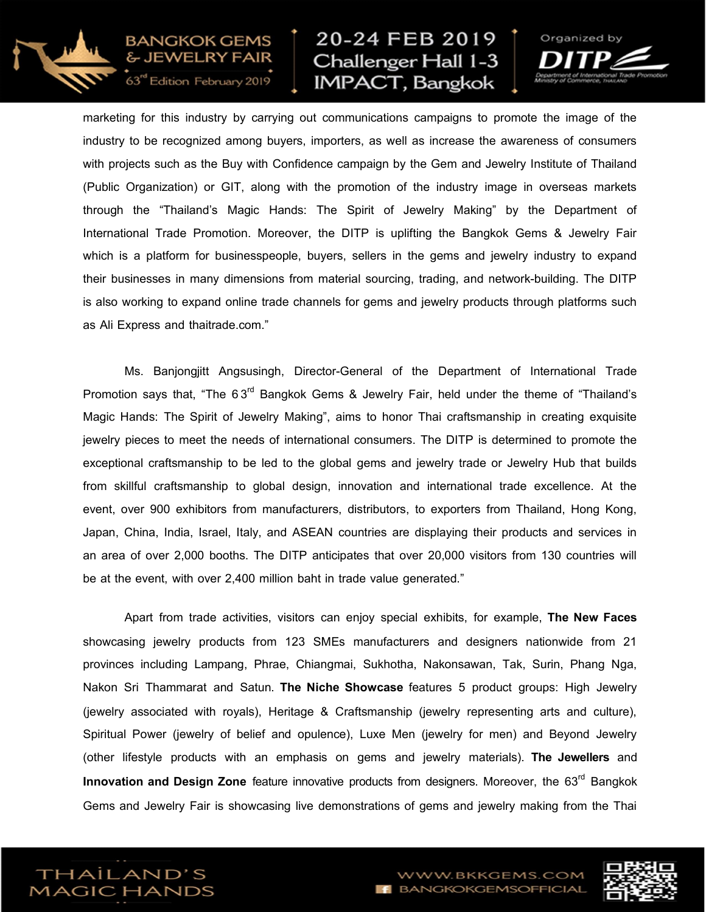marketing for this industry by carrying out communications campaigns to promote the image of the industry to be recognized among buyers, importers, as well as increase the awareness of consumers with projects such as the Buy with Confidence campaign by the Gem and Jewelry Institute of Thailand (Public Organization) or GIT, along with the promotion of the industry image in overseas markets through the "Thailand's Magic Hands: The Spirit of Jewelry Making" by the Department of International Trade Promotion. Moreover, the DITP is uplifting the Bangkok Gems & Jewelry Fair which is a platform for businesspeople, buyers, sellers in the gems and jewelry industry to expand their businesses in many dimensions from material sourcing, trading, and network-building. The DITP is also working to expand online trade channels for gems and jewelry products through platforms such as Ali Express and thaitrade.com."

Ms. Banjongjitt Angsusingh, Director-General of the Department of International Trade Promotion says that, "The 63rd Bangkok Gems & Jewelry Fair, held under the theme of "Thailand's Magic Hands: The Spirit of Jewelry Making", aims to honor Thai craftsmanship in creating exquisite jewelry pieces to meet the needs of international consumers. The DITP is determined to promote the exceptional craftsmanship to be led to the global gems and jewelry trade or Jewelry Hub that builds from skillful craftsmanship to global design, innovation and international trade excellence. At the event, over 900 exhibitors from manufacturers, distributors, to exporters from Thailand, Hong Kong, Japan, China, India, Israel, Italy, and ASEAN countries are displaying their products and services in an area of over 2,000 booths. The DITP anticipates that over 20,000 visitors from 130 countries will be at the event, with over 2,400 million baht in trade value generated."

Apart from trade activities, visitors can enjoy special exhibits, for example, **The New Faces** showcasing jewelry products from 123 SMEs manufacturers and designers nationwide from 21 provinces including Lampang, Phrae, Chiangmai, Sukhotha, Nakonsawan, Tak, Surin, Phang Nga, Nakon Sri Thammarat and Satun. **The Niche Showcase** features 5 product groups: High Jewelry (jewelry associated with royals), Heritage & Craftsmanship (jewelry representing arts and culture), Spiritual Power (jewelry of belief and opulence), Luxe Men (jewelry for men) and Beyond Jewelry (other lifestyle products with an emphasis on gems and jewelry materials). **The Jewellers** and **Innovation and Design Zone** feature innovative products from designers. Moreover, the 63rd Bangkok Gems and Jewelry Fair is showcasing live demonstrations of gems and jewelry making from the Thai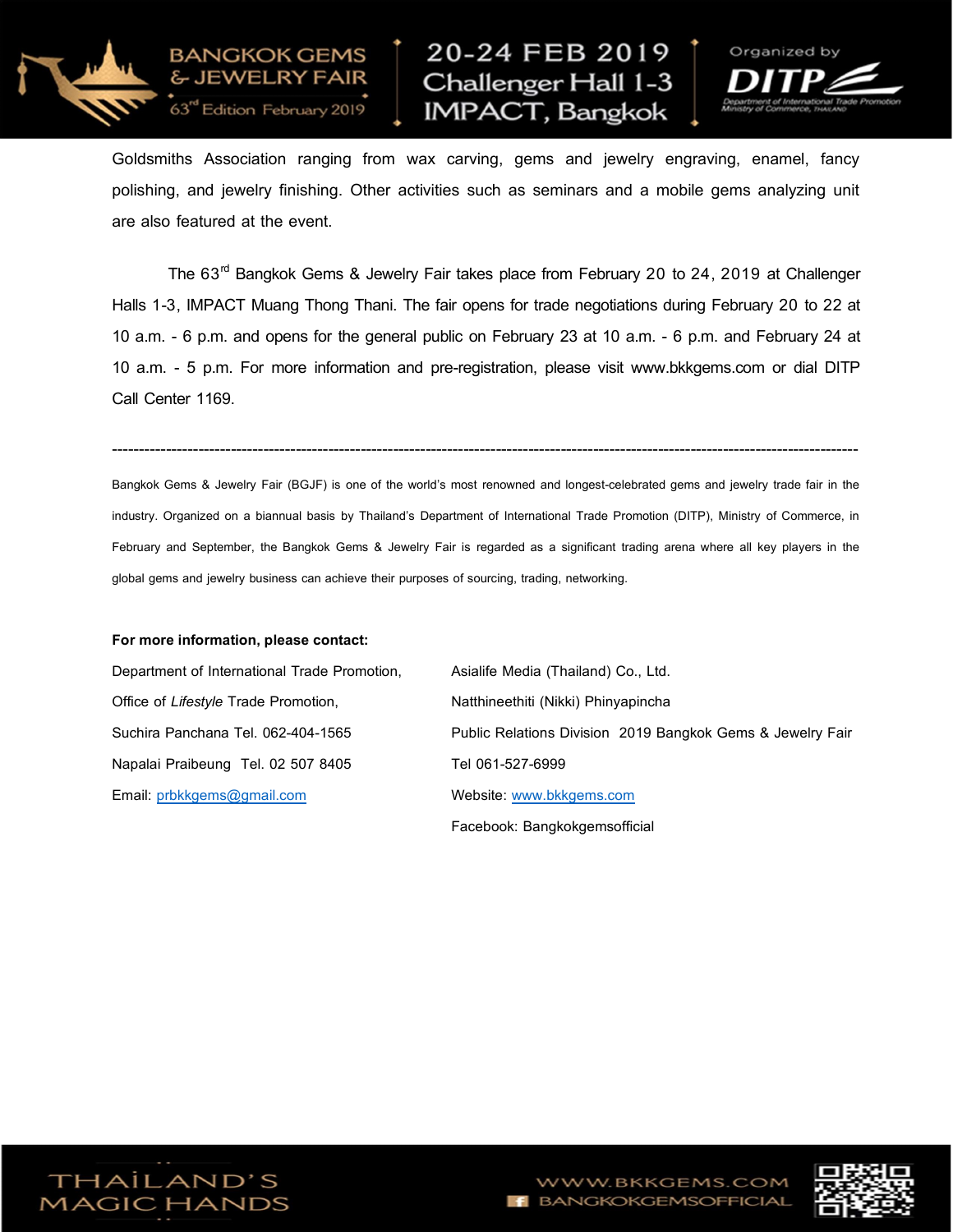Goldsmiths Association ranging from wax carving, gems and jewelry engraving, enamel, fancy polishing, and jewelry finishing. Other activities such as seminars and a mobile gems analyzing unit are also featured at the event.

The 63rd Bangkok Gems & Jewelry Fair takes place from February 20 to 24, 2019 at Challenger Halls 1-3, IMPACT Muang Thong Thani. The fair opens for trade negotiations during February 20 to 22 at 10 a.m. - 6 p.m. and opens for the general public on February 23 at 10 a.m. - 6 p.m. and February 24 at 10 a.m. - 5 p.m. For more information and pre-registration, please visit www.bkkgems.com or dial DITP Call Center 1169.

---

Bangkok Gems & Jewelry Fair (BGJF) is one of the world's most renowned and longest-celebrated gems and jewelry trade fair in the industry. Organized on a biannual basis by Thailand's Department of International Trade Promotion (DITP), Ministry of Commerce, in February and September, the Bangkok Gems & Jewelry Fair is regarded as a significant trading arena where all key players in the global gems and jewelry business can achieve their purposes of sourcing, trading, networking.

**For more information, please contact:**

Department of International Trade Promotion,
Office of *Lifestyle* Trade Promotion,
Suchira Panchana Tel. 062-404-1565
Napalai Praibeung Tel. 02 507 8405
Email: prbkkgems@gmail.com

Asialife Media (Thailand) Co., Ltd.
Natthineethiti (Nikki) Phinyapincha
Public Relations Division 2019 Bangkok Gems & Jewelry Fair
Tel 061-527-6999
Website: www.bkkgems.com
Facebook: Bangkokgemsofficial